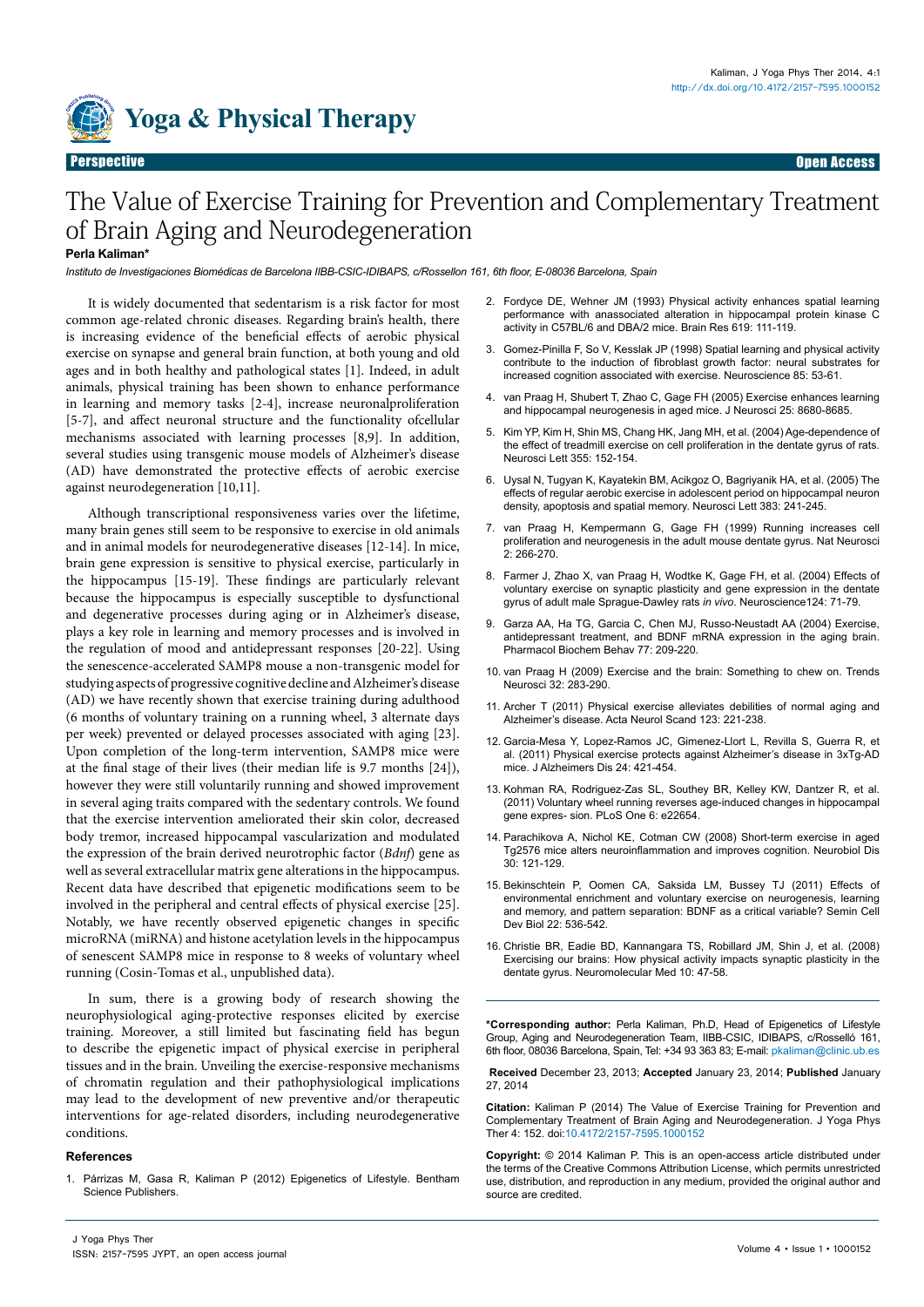Perspective

Open Access

# The Value of Exercise Training for Prevention and Complementary Treatment of Brain Aging and Neurodegeneration

**Perla Kaliman***

*Instituto de Investigaciones Biomédicas de Barcelona IIBB-CSIC-IDIBAPS, c/Rossellon 161, 6th floor, E-08036 Barcelona, Spain*

It is widely documented that sedentarism is a risk factor for most common age-related chronic diseases. Regarding brain's health, there is increasing evidence of the beneficial effects of aerobic physical exercise on synapse and general brain function, at both young and old ages and in both healthy and pathological states [1]. Indeed, in adult animals, physical training has been shown to enhance performance in learning and memory tasks [2-4], increase neuronalproliferation [5-7], and affect neuronal structure and the functionality ofcellular mechanisms associated with learning processes [8,9]. In addition, several studies using transgenic mouse models of Alzheimer's disease (AD) have demonstrated the protective effects of aerobic exercise against neurodegeneration [10,11].

Although transcriptional responsiveness varies over the lifetime, many brain genes still seem to be responsive to exercise in old animals and in animal models for neurodegenerative diseases [12-14]. In mice, brain gene expression is sensitive to physical exercise, particularly in the hippocampus [15-19]. These findings are particularly relevant because the hippocampus is especially susceptible to dysfunctional and degenerative processes during aging or in Alzheimer's disease, plays a key role in learning and memory processes and is involved in the regulation of mood and antidepressant responses [20-22]. Using the senescence-accelerated SAMP8 mouse a non-transgenic model for studying aspects of progressive cognitive decline and Alzheimer's disease (AD) we have recently shown that exercise training during adulthood (6 months of voluntary training on a running wheel, 3 alternate days per week) prevented or delayed processes associated with aging [23]. Upon completion of the long-term intervention, SAMP8 mice were at the final stage of their lives (their median life is 9.7 months [24]), however they were still voluntarily running and showed improvement in several aging traits compared with the sedentary controls. We found that the exercise intervention ameliorated their skin color, decreased body tremor, increased hippocampal vascularization and modulated the expression of the brain derived neurotrophic factor (*Bdnf*) gene as well as several extracellular matrix gene alterations in the hippocampus. Recent data have described that epigenetic modifications seem to be involved in the peripheral and central effects of physical exercise [25]. Notably, we have recently observed epigenetic changes in specific microRNA (miRNA) and histone acetylation levels in the hippocampus of senescent SAMP8 mice in response to 8 weeks of voluntary wheel running (Cosin-Tomas et al., unpublished data).

In sum, there is a growing body of research showing the neurophysiological aging-protective responses elicited by exercise training. Moreover, a still limited but fascinating field has begun to describe the epigenetic impact of physical exercise in peripheral tissues and in the brain. Unveiling the exercise-responsive mechanisms of chromatin regulation and their pathophysiological implications may lead to the development of new preventive and/or therapeutic interventions for age-related disorders, including neurodegenerative conditions.

## References

1. Párrizas M, Gasa R, Kaliman P (2012) Epigenetics of Lifestyle. Bentham Science Publishers.
2. Fordyce DE, Wehner JM (1993) Physical activity enhances spatial learning performance with anassociated alteration in hippocampal protein kinase C activity in C57BL/6 and DBA/2 mice. Brain Res 619: 111-119.
3. Gomez-Pinilla F, So V, Kesslak JP (1998) Spatial learning and physical activity contribute to the induction of fibroblast growth factor: neural substrates for increased cognition associated with exercise. Neuroscience 85: 53-61.
4. van Praag H, Shubert T, Zhao C, Gage FH (2005) Exercise enhances learning and hippocampal neurogenesis in aged mice. J Neurosci 25: 8680-8685.
5. Kim YP, Kim H, Shin MS, Chang HK, Jang MH, et al. (2004) Age-dependence of the effect of treadmill exercise on cell proliferation in the dentate gyrus of rats. Neurosci Lett 355: 152-154.
6. Uysal N, Tugyan K, Kayatekin BM, Acikgoz O, Bagriyanik HA, et al. (2005) The effects of regular aerobic exercise in adolescent period on hippocampal neuron density, apoptosis and spatial memory. Neurosci Lett 383: 241-245.
7. van Praag H, Kempermann G, Gage FH (1999) Running increases cell proliferation and neurogenesis in the adult mouse dentate gyrus. Nat Neurosci 2: 266-270.
8. Farmer J, Zhao X, van Praag H, Wodtke K, Gage FH, et al. (2004) Effects of voluntary exercise on synaptic plasticity and gene expression in the dentate gyrus of adult male Sprague-Dawley rats *in vivo*. Neuroscience124: 71-79.
9. Garza AA, Ha TG, Garcia C, Chen MJ, Russo-Neustadt AA (2004) Exercise, antidepressant treatment, and BDNF mRNA expression in the aging brain. Pharmacol Biochem Behav 77: 209-220.
10. van Praag H (2009) Exercise and the brain: Something to chew on. Trends Neurosci 32: 283-290.
11. Archer T (2011) Physical exercise alleviates debilities of normal aging and Alzheimer's disease. Acta Neurol Scand 123: 221-238.
12. Garcia-Mesa Y, Lopez-Ramos JC, Gimenez-Llort L, Revilla S, Guerra R, et al. (2011) Physical exercise protects against Alzheimer's disease in 3xTg-AD mice. J Alzheimers Dis 24: 421-454.
13. Kohman RA, Rodriguez-Zas SL, Southey BR, Kelley KW, Dantzer R, et al. (2011) Voluntary wheel running reverses age-induced changes in hippocampal gene expres- sion. PLoS One 6: e22654.
14. Parachikova A, Nichol KE, Cotman CW (2008) Short-term exercise in aged Tg2576 mice alters neuroinflammation and improves cognition. Neurobiol Dis 30: 121-129.
15. Bekinschtein P, Oomen CA, Saksida LM, Bussey TJ (2011) Effects of environmental enrichment and voluntary exercise on neurogenesis, learning and memory, and pattern separation: BDNF as a critical variable? Semin Cell Dev Biol 22: 536-542.
16. Christie BR, Eadie BD, Kannangara TS, Robillard JM, Shin J, et al. (2008) Exercising our brains: How physical activity impacts synaptic plasticity in the dentate gyrus. Neuromolecular Med 10: 47-58.

**\*Corresponding author:** Perla Kaliman, Ph.D, Head of Epigenetics of Lifestyle Group, Aging and Neurodegeneration Team, IIBB-CSIC, IDIBAPS, c/Rosselló 161, 6th floor, 08036 Barcelona, Spain, Tel: +34 93 363 83; E-mail: pkaliman@clinic.ub.es

**Received** December 23, 2013; **Accepted** January 23, 2014; **Published** January 27, 2014

**Citation:** Kaliman P (2014) The Value of Exercise Training for Prevention and Complementary Treatment of Brain Aging and Neurodegeneration. J Yoga Phys Ther 4: 152. doi:10.4172/2157-7595.1000152

**Copyright:** © 2014 Kaliman P. This is an open-access article distributed under the terms of the Creative Commons Attribution License, which permits unrestricted use, distribution, and reproduction in any medium, provided the original author and source are credited.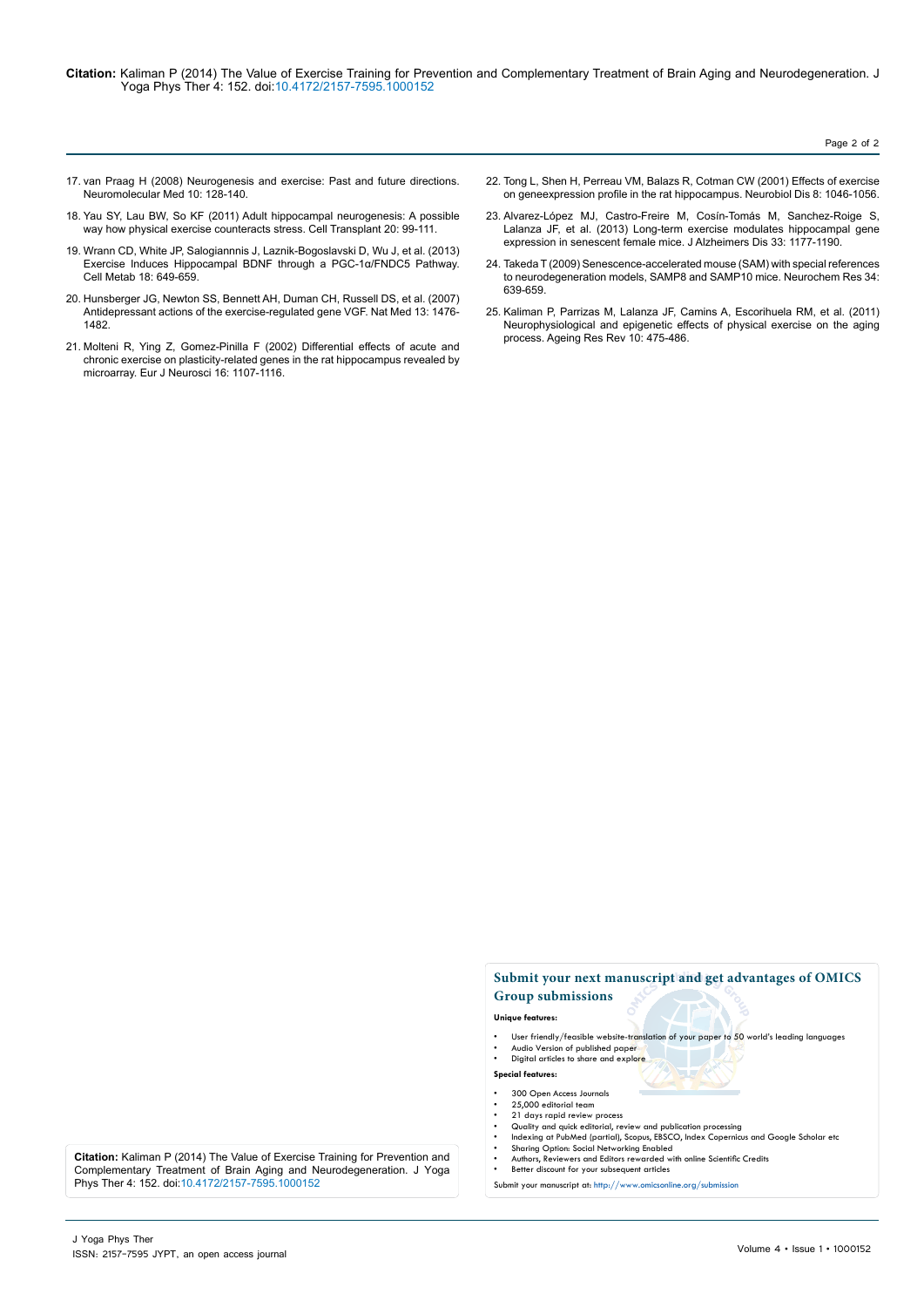17. van Praag H (2008) Neurogenesis and exercise: Past and future directions. Neuromolecular Med 10: 128-140.
18. Yau SY, Lau BW, So KF (2011) Adult hippocampal neurogenesis: A possible way how physical exercise counteracts stress. Cell Transplant 20: 99-111.
19. Wrann CD, White JP, Salogiannnis J, Laznik-Bogoslavski D, Wu J, et al. (2013) Exercise Induces Hippocampal BDNF through a PGC-1α/FNDC5 Pathway. Cell Metab 18: 649-659.
20. Hunsberger JG, Newton SS, Bennett AH, Duman CH, Russell DS, et al. (2007) Antidepressant actions of the exercise-regulated gene VGF. Nat Med 13: 1476-1482.
21. Molteni R, Ying Z, Gomez-Pinilla F (2002) Differential effects of acute and chronic exercise on plasticity-related genes in the rat hippocampus revealed by microarray. Eur J Neurosci 16: 1107-1116.
22. Tong L, Shen H, Perreau VM, Balazs R, Cotman CW (2001) Effects of exercise on geneexpression profile in the rat hippocampus. Neurobiol Dis 8: 1046-1056.
23. Alvarez-López MJ, Castro-Freire M, Cosín-Tomás M, Sanchez-Roige S, Lalanza JF, et al. (2013) Long-term exercise modulates hippocampal gene expression in senescent female mice. J Alzheimers Dis 33: 1177-1190.
24. Takeda T (2009) Senescence-accelerated mouse (SAM) with special references to neurodegeneration models, SAMP8 and SAMP10 mice. Neurochem Res 34: 639-659.
25. Kaliman P, Parrizas M, Lalanza JF, Camins A, Escorihuela RM, et al. (2011) Neurophysiological and epigenetic effects of physical exercise on the aging process. Ageing Res Rev 10: 475-486.

**Submit your next manuscript and get advantages of OMICS Group submissions**

**Unique features:**

- User friendly/feasible website-translation of your paper to 50 world's leading languages
- Audio Version of published paper
- Digital articles to share and explore

**Special features:**

- 300 Open Access Journals
- 25,000 editorial team
- 21 days rapid review process
- Quality and quick editorial, review and publication processing
- Indexing at PubMed (partial), Scopus, EBSCO, Index Copernicus and Google Scholar etc
- Sharing Option: Social Networking Enabled
- Authors, Reviewers and Editors rewarded with online Scientific Credits
- Better discount for your subsequent articles

Submit your manuscript at: http://www.omicsonline.org/submission

**Citation:** Kaliman P (2014) The Value of Exercise Training for Prevention and Complementary Treatment of Brain Aging and Neurodegeneration. J Yoga Phys Ther 4: 152. doi:10.4172/2157-7595.1000152